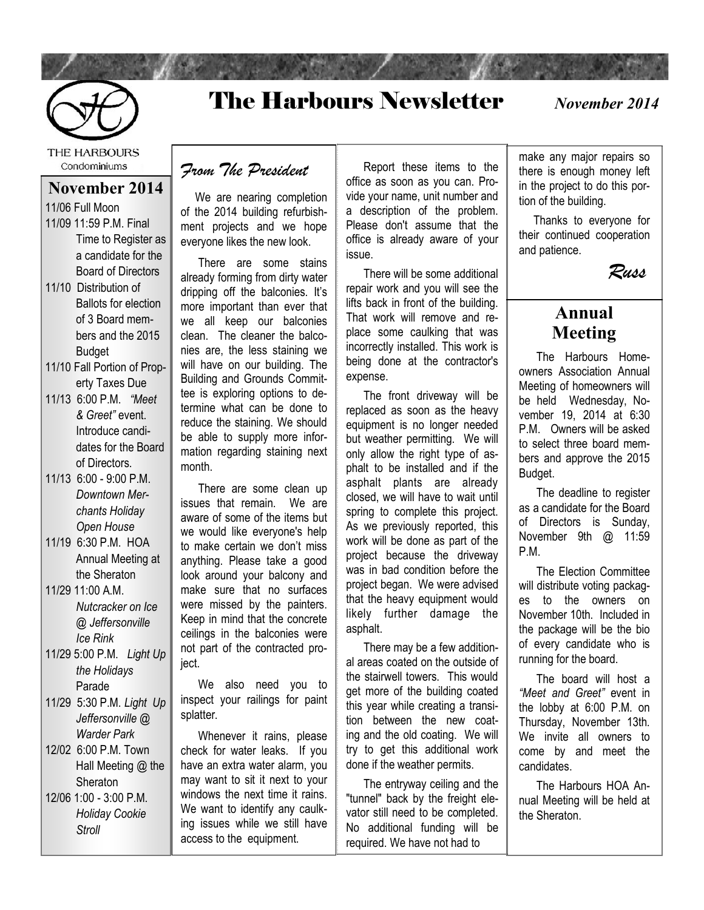# The Harbours Newsletter

*November 2014*

THE HARBOURS Condominiums

## November 2014

- 11/06 Full Moon
- 11/09 11:59 P.M. Final Time to Register as a candidate for the Board of Directors
- 11/10 Distribution of Ballots for election of 3 Board members and the 2015 Budget
- 11/10 Fall Portion of Property Taxes Due
- 11/13 6:00 P.M. *"Meet & Greet"* event. Introduce candidates for the Board of Directors.
- 11/13 6:00 - 9:00 P.M. *Downtown Merchants Holiday Open House*
- 11/19 6:30 P.M. HOA Annual Meeting at the Sheraton
- 11/29 11:00 A.M. *Nutcracker on Ice @ Jeffersonville Ice Rink*
- 11/29 5:00 P.M. *Light Up the Holidays* Parade
- 11/29 5:30 P.M. *Light Up Jeffersonville @ Warder Park*
- 12/02 6:00 P.M. Town Hall Meeting @ the Sheraton
- 12/06 1:00 - 3:00 P.M. *Holiday Cookie Stroll*

## *From The President*

We are nearing completion of the 2014 building refurbishment projects and we hope everyone likes the new look.

There are some stains already forming from dirty water dripping off the balconies. It's more important than ever that we all keep our balconies clean. The cleaner the balconies are, the less staining we will have on our building. The Building and Grounds Committee is exploring options to determine what can be done to reduce the staining. We should be able to supply more information regarding staining next month.

There are some clean up issues that remain. We are aware of some of the items but we would like everyone's help to make certain we don't miss anything. Please take a good look around your balcony and make sure that no surfaces were missed by the painters. Keep in mind that the concrete ceilings in the balconies were not part of the contracted project.

We also need you to inspect your railings for paint splatter.

Whenever it rains, please check for water leaks. If you have an extra water alarm, you may want to sit it next to your windows the next time it rains. We want to identify any caulking issues while we still have access to the equipment.

Report these items to the office as soon as you can. Provide your name, unit number and a description of the problem. Please don't assume that the office is already aware of your issue.

There will be some additional repair work and you will see the lifts back in front of the building. That work will remove and replace some caulking that was incorrectly installed. This work is being done at the contractor's expense.

The front driveway will be replaced as soon as the heavy equipment is no longer needed but weather permitting. We will only allow the right type of asphalt to be installed and if the asphalt plants are already closed, we will have to wait until spring to complete this project. As we previously reported, this work will be done as part of the project because the driveway was in bad condition before the project began. We were advised that the heavy equipment would likely further damage the asphalt.

There may be a few additional areas coated on the outside of the stairwell towers. This would get more of the building coated this year while creating a transition between the new coating and the old coating. We will try to get this additional work done if the weather permits.

The entryway ceiling and the "tunnel" back by the freight elevator still need to be completed. No additional funding will be required. We have not had to make any major repairs so there is enough money left in the project to do this portion of the building.

Thanks to everyone for their continued cooperation and patience.

*Russ*

## Annual Meeting

The Harbours Homeowners Association Annual Meeting of homeowners will be held Wednesday, November 19, 2014 at 6:30 P.M. Owners will be asked to select three board members and approve the 2015 Budget.

The deadline to register as a candidate for the Board of Directors is Sunday, November 9th @ 11:59 P.M.

The Election Committee will distribute voting packages to the owners on November 10th. Included in the package will be the bio of every candidate who is running for the board.

The board will host a *"Meet and Greet"* event in the lobby at 6:00 P.M. on Thursday, November 13th. We invite all owners to come by and meet the candidates.

The Harbours HOA Annual Meeting will be held at the Sheraton.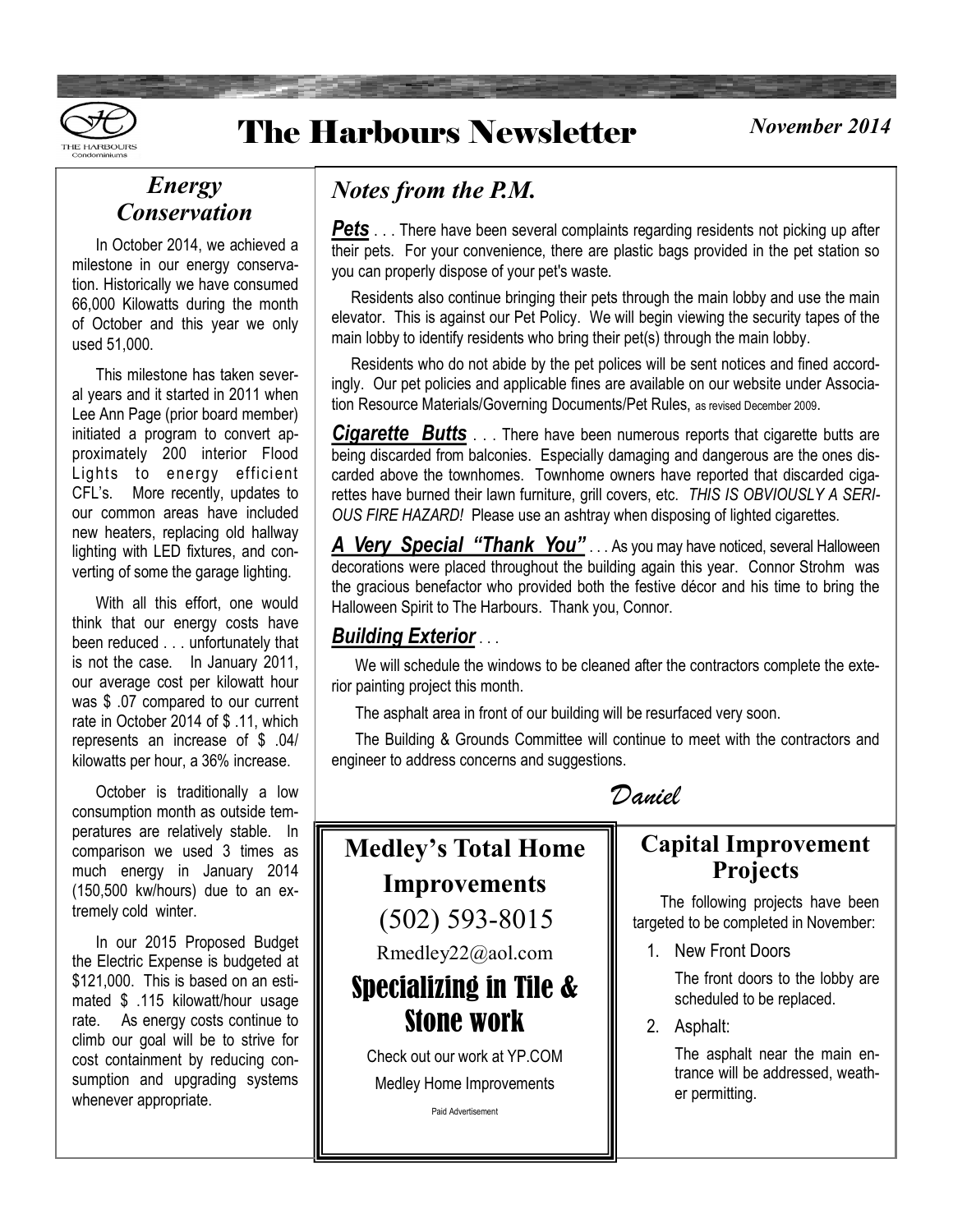# The Harbours Newsletter

*November 2014*

## *Energy Conservation*

In October 2014, we achieved a milestone in our energy conservation. Historically we have consumed 66,000 Kilowatts during the month of October and this year we only used 51,000.

This milestone has taken several years and it started in 2011 when Lee Ann Page (prior board member) initiated a program to convert approximately 200 interior Flood Lights to energy efficient CFL's. More recently, updates to our common areas have included new heaters, replacing old hallway lighting with LED fixtures, and converting of some the garage lighting.

With all this effort, one would think that our energy costs have been reduced . . . unfortunately that is not the case. In January 2011, our average cost per kilowatt hour was $ .07 compared to our current rate in October 2014 of $ .11, which represents an increase of $ .04/kilowatts per hour, a 36% increase.

October is traditionally a low consumption month as outside temperatures are relatively stable. In comparison we used 3 times as much energy in January 2014 (150,500 kw/hours) due to an extremely cold winter.

In our 2015 Proposed Budget the Electric Expense is budgeted at $121,000. This is based on an estimated $ .115 kilowatt/hour usage rate. As energy costs continue to climb our goal will be to strive for cost containment by reducing consumption and upgrading systems whenever appropriate.

## *Notes from the P.M.*

***Pets*** . . . There have been several complaints regarding residents not picking up after their pets. For your convenience, there are plastic bags provided in the pet station so you can properly dispose of your pet's waste.

Residents also continue bringing their pets through the main lobby and use the main elevator. This is against our Pet Policy. We will begin viewing the security tapes of the main lobby to identify residents who bring their pet(s) through the main lobby.

Residents who do not abide by the pet polices will be sent notices and fined accordingly. Our pet policies and applicable fines are available on our website under Association Resource Materials/Governing Documents/Pet Rules, as revised December 2009.

***Cigarette Butts*** . . . There have been numerous reports that cigarette butts are being discarded from balconies. Especially damaging and dangerous are the ones discarded above the townhomes. Townhome owners have reported that discarded cigarettes have burned their lawn furniture, grill covers, etc. *THIS IS OBVIOUSLY A SERIOUS FIRE HAZARD!* Please use an ashtray when disposing of lighted cigarettes.

***A Very Special "Thank You"*** . . . As you may have noticed, several Halloween decorations were placed throughout the building again this year. Connor Strohm was the gracious benefactor who provided both the festive décor and his time to bring the Halloween Spirit to The Harbours. Thank you, Connor.

***Building Exterior*** . . .

We will schedule the windows to be cleaned after the contractors complete the exterior painting project this month.

The asphalt area in front of our building will be resurfaced very soon.

The Building & Grounds Committee will continue to meet with the contractors and engineer to address concerns and suggestions.

*Daniel*

**Medley's Total Home Improvements**

(502) 593-8015

Rmedley22@aol.com

**Specializing in Tile & Stone work**

Check out our work at YP.COM

Medley Home Improvements

Paid Advertisement

## Capital Improvement Projects

The following projects have been targeted to be completed in November:

1. New Front Doors

   The front doors to the lobby are scheduled to be replaced.

2. Asphalt:

   The asphalt near the main entrance will be addressed, weather permitting.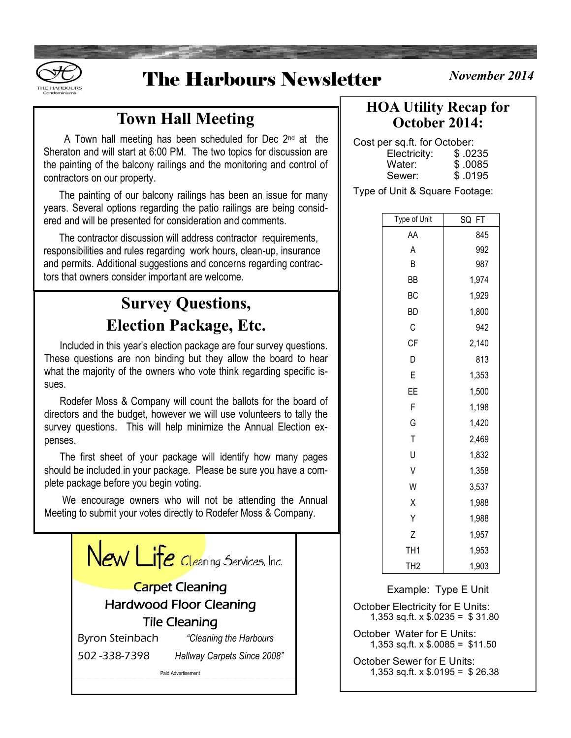# The Harbours Newsletter

*November 2014*

## Town Hall Meeting

A Town hall meeting has been scheduled for Dec 2nd at the Sheraton and will start at 6:00 PM. The two topics for discussion are the painting of the balcony railings and the monitoring and control of contractors on our property.

The painting of our balcony railings has been an issue for many years. Several options regarding the patio railings are being considered and will be presented for consideration and comments.

The contractor discussion will address contractor requirements, responsibilities and rules regarding work hours, clean-up, insurance and permits. Additional suggestions and concerns regarding contractors that owners consider important are welcome.

## Survey Questions, Election Package, Etc.

Included in this year's election package are four survey questions. These questions are non binding but they allow the board to hear what the majority of the owners who vote think regarding specific issues.

Rodefer Moss & Company will count the ballots for the board of directors and the budget, however we will use volunteers to tally the survey questions. This will help minimize the Annual Election expenses.

The first sheet of your package will identify how many pages should be included in your package. Please be sure you have a complete package before you begin voting.

We encourage owners who will not be attending the Annual Meeting to submit your votes directly to Rodefer Moss & Company.

New Life Cleaning Services, Inc.

Carpet Cleaning
Hardwood Floor Cleaning
Tile Cleaning

Byron Steinbach — *"Cleaning the Harbours*
502-338-7398 — *Hallway Carpets Since 2008"*

Paid Advertisement

## HOA Utility Recap for October 2014:

Cost per sq.ft. for October:

- Electricity: $ .0235
- Water: $ .0085
- Sewer: $ .0195

Type of Unit & Square Footage:

| Type of Unit | SQ FT |
|---|---|
| AA | 845 |
| A | 992 |
| B | 987 |
| BB | 1,974 |
| BC | 1,929 |
| BD | 1,800 |
| C | 942 |
| CF | 2,140 |
| D | 813 |
| E | 1,353 |
| EE | 1,500 |
| F | 1,198 |
| G | 1,420 |
| T | 2,469 |
| U | 1,832 |
| V | 1,358 |
| W | 3,537 |
| X | 1,988 |
| Y | 1,988 |
| Z | 1,957 |
| TH1 | 1,953 |
| TH2 | 1,903 |

Example: Type E Unit

October Electricity for E Units:
1,353 sq.ft. x $.0235 = $ 31.80

October Water for E Units:
1,353 sq.ft. x $.0085 = $11.50

October Sewer for E Units:
1,353 sq.ft. x $.0195 = $ 26.38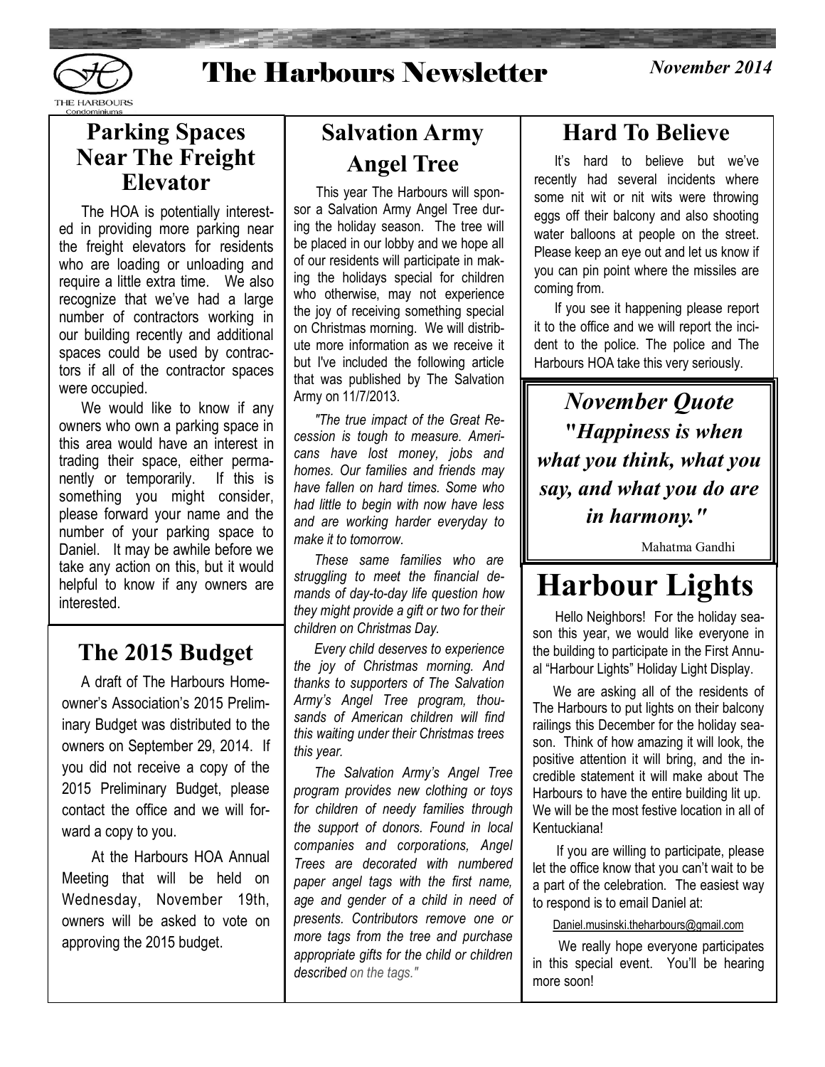# The Harbours Newsletter

*November 2014*

## Parking Spaces Near The Freight Elevator

The HOA is potentially interested in providing more parking near the freight elevators for residents who are loading or unloading and require a little extra time. We also recognize that we've had a large number of contractors working in our building recently and additional spaces could be used by contractors if all of the contractor spaces were occupied.

We would like to know if any owners who own a parking space in this area would have an interest in trading their space, either permanently or temporarily. If this is something you might consider, please forward your name and the number of your parking space to Daniel. It may be awhile before we take any action on this, but it would helpful to know if any owners are interested.

## The 2015 Budget

A draft of The Harbours Homeowner's Association's 2015 Preliminary Budget was distributed to the owners on September 29, 2014. If you did not receive a copy of the 2015 Preliminary Budget, please contact the office and we will forward a copy to you.

At the Harbours HOA Annual Meeting that will be held on Wednesday, November 19th, owners will be asked to vote on approving the 2015 budget.

## Salvation Army Angel Tree

This year The Harbours will sponsor a Salvation Army Angel Tree during the holiday season. The tree will be placed in our lobby and we hope all of our residents will participate in making the holidays special for children who otherwise, may not experience the joy of receiving something special on Christmas morning. We will distribute more information as we receive it but I've included the following article that was published by The Salvation Army on 11/7/2013.

*"The true impact of the Great Recession is tough to measure. Americans have lost money, jobs and homes. Our families and friends may have fallen on hard times. Some who had little to begin with now have less and are working harder everyday to make it to tomorrow.*

*These same families who are struggling to meet the financial demands of day-to-day life question how they might provide a gift or two for their children on Christmas Day.*

*Every child deserves to experience the joy of Christmas morning. And thanks to supporters of The Salvation Army's Angel Tree program, thousands of American children will find this waiting under their Christmas trees this year.*

*The Salvation Army's Angel Tree program provides new clothing or toys for children of needy families through the support of donors. Found in local companies and corporations, Angel Trees are decorated with numbered paper angel tags with the first name, age and gender of a child in need of presents. Contributors remove one or more tags from the tree and purchase appropriate gifts for the child or children described on the tags."*

## Hard To Believe

It's hard to believe but we've recently had several incidents where some nit wit or nit wits were throwing eggs off their balcony and also shooting water balloons at people on the street. Please keep an eye out and let us know if you can pin point where the missiles are coming from.

If you see it happening please report it to the office and we will report the incident to the police. The police and The Harbours HOA take this very seriously.

## *November Quote*

***"Happiness is when what you think, what you say, and what you do are in harmony."***

Mahatma Gandhi

## Harbour Lights

Hello Neighbors! For the holiday season this year, we would like everyone in the building to participate in the First Annual "Harbour Lights" Holiday Light Display.

We are asking all of the residents of The Harbours to put lights on their balcony railings this December for the holiday season. Think of how amazing it will look, the positive attention it will bring, and the incredible statement it will make about The Harbours to have the entire building lit up. We will be the most festive location in all of Kentuckiana!

If you are willing to participate, please let the office know that you can't wait to be a part of the celebration. The easiest way to respond is to email Daniel at:

Daniel.musinski.theharbours@gmail.com

We really hope everyone participates in this special event. You'll be hearing more soon!